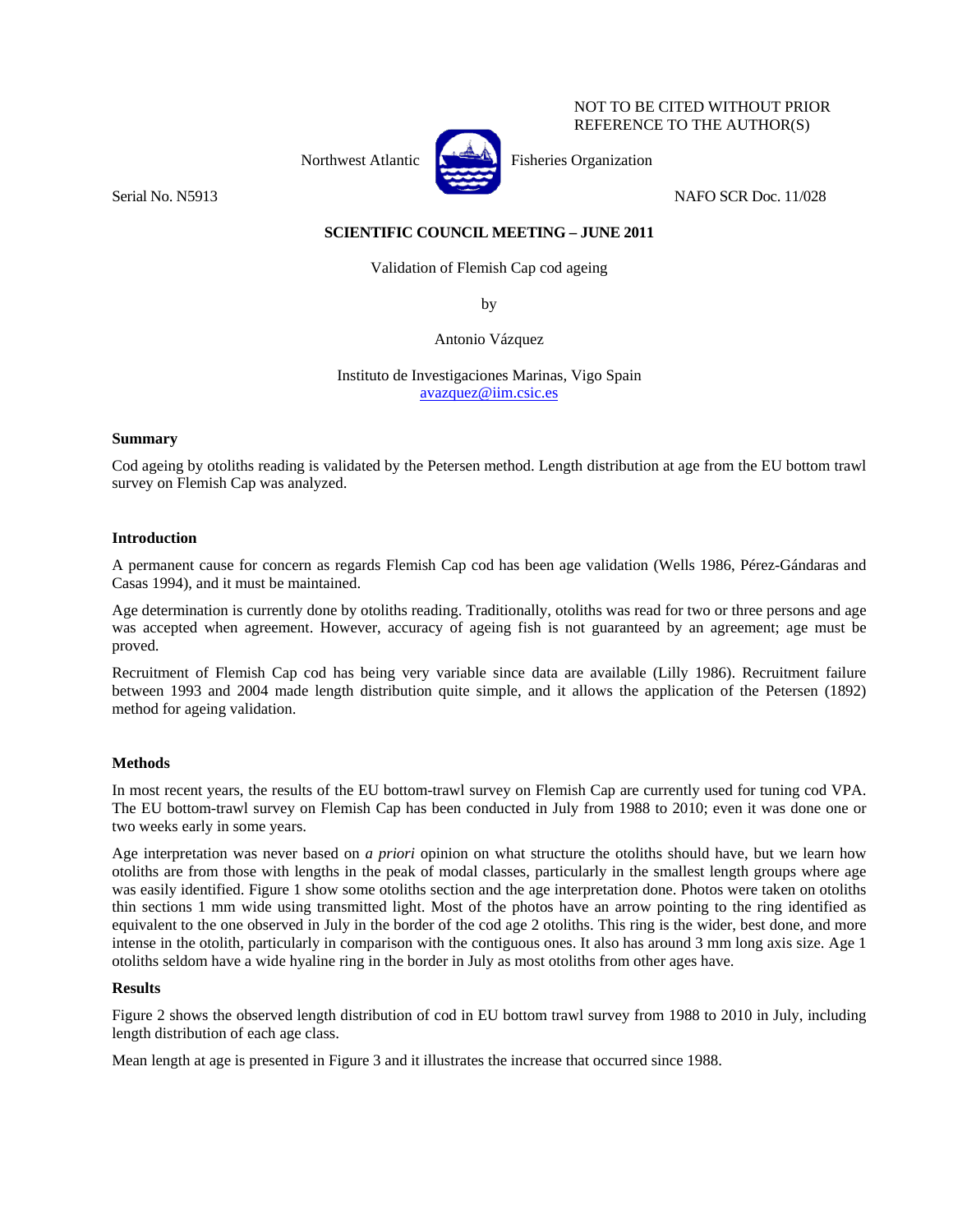NOT TO BE CITED WITHOUT PRIOR REFERENCE TO THE AUTHOR(S)

Northwest Atlantic Fisheries Organization

Serial No. N5913 NAFO SCR Doc. 11/028

**SCIENTIFIC COUNCIL MEETING – JUNE 2011**

# Validation of Flemish Cap cod ageing

by

Antonio Vázquez

Instituto de Investigaciones Marinas, Vigo Spain
avazquez@iim.csic.es

### Summary

Cod ageing by otoliths reading is validated by the Petersen method. Length distribution at age from the EU bottom trawl survey on Flemish Cap was analyzed.

### Introduction

A permanent cause for concern as regards Flemish Cap cod has been age validation (Wells 1986, Pérez-Gándaras and Casas 1994), and it must be maintained.

Age determination is currently done by otoliths reading. Traditionally, otoliths was read for two or three persons and age was accepted when agreement. However, accuracy of ageing fish is not guaranteed by an agreement; age must be proved.

Recruitment of Flemish Cap cod has being very variable since data are available (Lilly 1986). Recruitment failure between 1993 and 2004 made length distribution quite simple, and it allows the application of the Petersen (1892) method for ageing validation.

### Methods

In most recent years, the results of the EU bottom-trawl survey on Flemish Cap are currently used for tuning cod VPA. The EU bottom-trawl survey on Flemish Cap has been conducted in July from 1988 to 2010; even it was done one or two weeks early in some years.

Age interpretation was never based on *a priori* opinion on what structure the otoliths should have, but we learn how otoliths are from those with lengths in the peak of modal classes, particularly in the smallest length groups where age was easily identified. Figure 1 show some otoliths section and the age interpretation done. Photos were taken on otoliths thin sections 1 mm wide using transmitted light. Most of the photos have an arrow pointing to the ring identified as equivalent to the one observed in July in the border of the cod age 2 otoliths. This ring is the wider, best done, and more intense in the otolith, particularly in comparison with the contiguous ones. It also has around 3 mm long axis size. Age 1 otoliths seldom have a wide hyaline ring in the border in July as most otoliths from other ages have.

### Results

Figure 2 shows the observed length distribution of cod in EU bottom trawl survey from 1988 to 2010 in July, including length distribution of each age class.

Mean length at age is presented in Figure 3 and it illustrates the increase that occurred since 1988.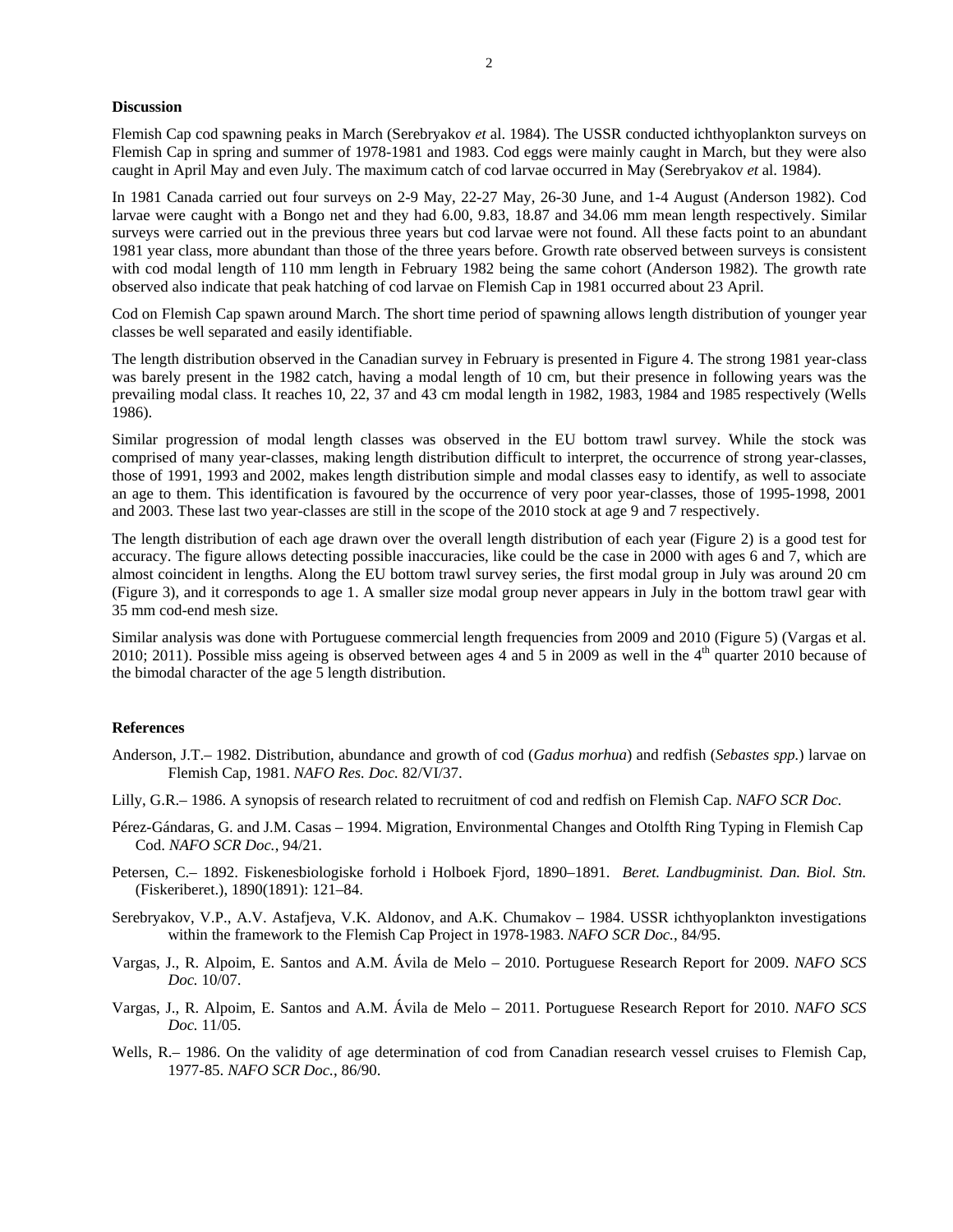**Discussion**

Flemish Cap cod spawning peaks in March (Serebryakov *et* al. 1984). The USSR conducted ichthyoplankton surveys on Flemish Cap in spring and summer of 1978-1981 and 1983. Cod eggs were mainly caught in March, but they were also caught in April May and even July. The maximum catch of cod larvae occurred in May (Serebryakov *et* al. 1984).

In 1981 Canada carried out four surveys on 2-9 May, 22-27 May, 26-30 June, and 1-4 August (Anderson 1982). Cod larvae were caught with a Bongo net and they had 6.00, 9.83, 18.87 and 34.06 mm mean length respectively. Similar surveys were carried out in the previous three years but cod larvae were not found. All these facts point to an abundant 1981 year class, more abundant than those of the three years before. Growth rate observed between surveys is consistent with cod modal length of 110 mm length in February 1982 being the same cohort (Anderson 1982). The growth rate observed also indicate that peak hatching of cod larvae on Flemish Cap in 1981 occurred about 23 April.

Cod on Flemish Cap spawn around March. The short time period of spawning allows length distribution of younger year classes be well separated and easily identifiable.

The length distribution observed in the Canadian survey in February is presented in Figure 4. The strong 1981 year-class was barely present in the 1982 catch, having a modal length of 10 cm, but their presence in following years was the prevailing modal class. It reaches 10, 22, 37 and 43 cm modal length in 1982, 1983, 1984 and 1985 respectively (Wells 1986).

Similar progression of modal length classes was observed in the EU bottom trawl survey. While the stock was comprised of many year-classes, making length distribution difficult to interpret, the occurrence of strong year-classes, those of 1991, 1993 and 2002, makes length distribution simple and modal classes easy to identify, as well to associate an age to them. This identification is favoured by the occurrence of very poor year-classes, those of 1995-1998, 2001 and 2003. These last two year-classes are still in the scope of the 2010 stock at age 9 and 7 respectively.

The length distribution of each age drawn over the overall length distribution of each year (Figure 2) is a good test for accuracy. The figure allows detecting possible inaccuracies, like could be the case in 2000 with ages 6 and 7, which are almost coincident in lengths. Along the EU bottom trawl survey series, the first modal group in July was around 20 cm (Figure 3), and it corresponds to age 1. A smaller size modal group never appears in July in the bottom trawl gear with 35 mm cod-end mesh size.

Similar analysis was done with Portuguese commercial length frequencies from 2009 and 2010 (Figure 5) (Vargas et al. 2010; 2011). Possible miss ageing is observed between ages 4 and 5 in 2009 as well in the 4th quarter 2010 because of the bimodal character of the age 5 length distribution.

**References**

Anderson, J.T.– 1982. Distribution, abundance and growth of cod (*Gadus morhua*) and redfish (*Sebastes spp.*) larvae on Flemish Cap, 1981. *NAFO Res. Doc.* 82/VI/37.

Lilly, G.R.– 1986. A synopsis of research related to recruitment of cod and redfish on Flemish Cap. *NAFO SCR Doc.*

Pérez-Gándaras, G. and J.M. Casas – 1994. Migration, Environmental Changes and Otolfth Ring Typing in Flemish Cap Cod. *NAFO SCR Doc.*, 94/21.

Petersen, C.– 1892. Fiskenesbiologiske forhold i Holboek Fjord, 1890–1891. *Beret. Landbugminist. Dan. Biol. Stn.* (Fiskeriberet.), 1890(1891): 121–84.

Serebryakov, V.P., A.V. Astafjeva, V.K. Aldonov, and A.K. Chumakov – 1984. USSR ichthyoplankton investigations within the framework to the Flemish Cap Project in 1978-1983. *NAFO SCR Doc.*, 84/95.

Vargas, J., R. Alpoim, E. Santos and A.M. Ávila de Melo – 2010. Portuguese Research Report for 2009. *NAFO SCS Doc.* 10/07.

Vargas, J., R. Alpoim, E. Santos and A.M. Ávila de Melo – 2011. Portuguese Research Report for 2010. *NAFO SCS Doc.* 11/05.

Wells, R.– 1986. On the validity of age determination of cod from Canadian research vessel cruises to Flemish Cap, 1977-85. *NAFO SCR Doc.*, 86/90.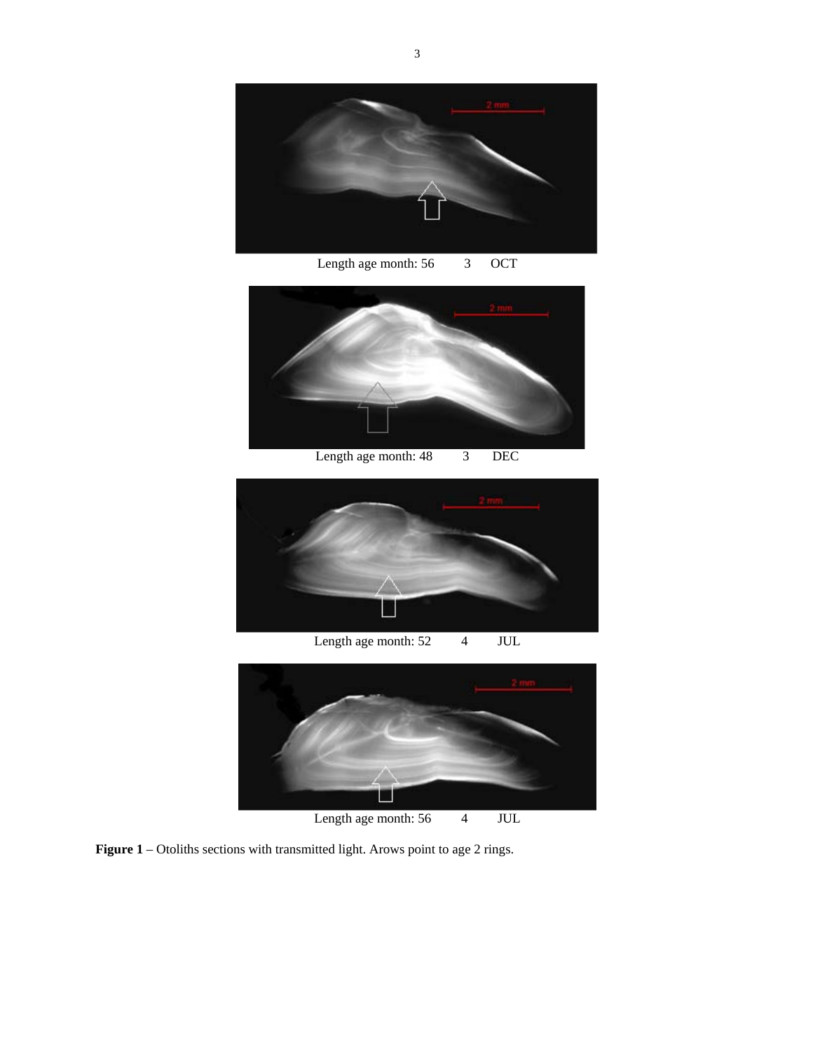Length age month: 56 3 OCT

Length age month: 48 3 DEC

Length age month: 52 4 JUL

Length age month: 56 4 JUL

**Figure 1** – Otoliths sections with transmitted light. Arows point to age 2 rings.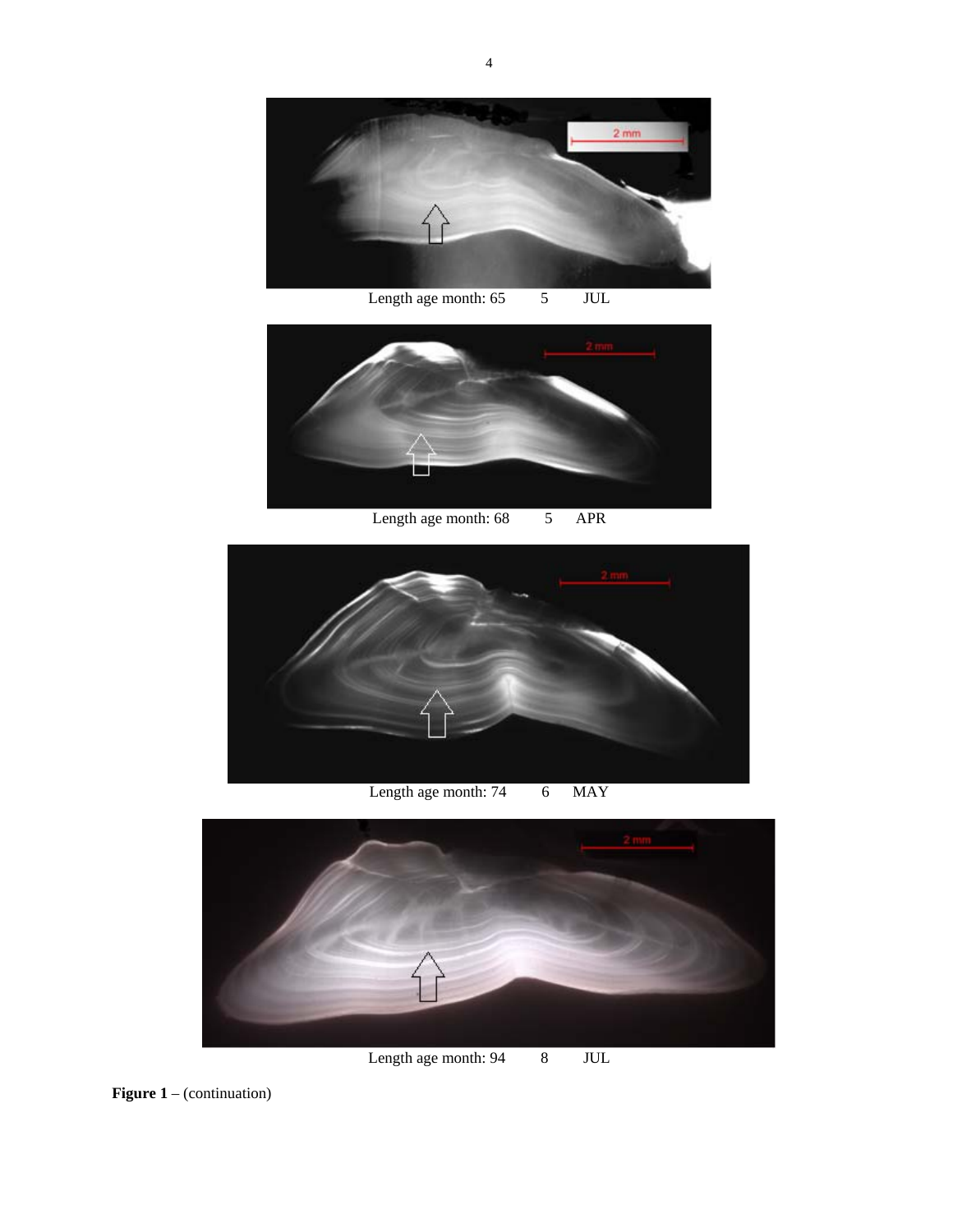Length age month: 65 5 JUL

Length age month: 68 5 APR

Length age month: 74 6 MAY

Length age month: 94 8 JUL

**Figure 1** – (continuation)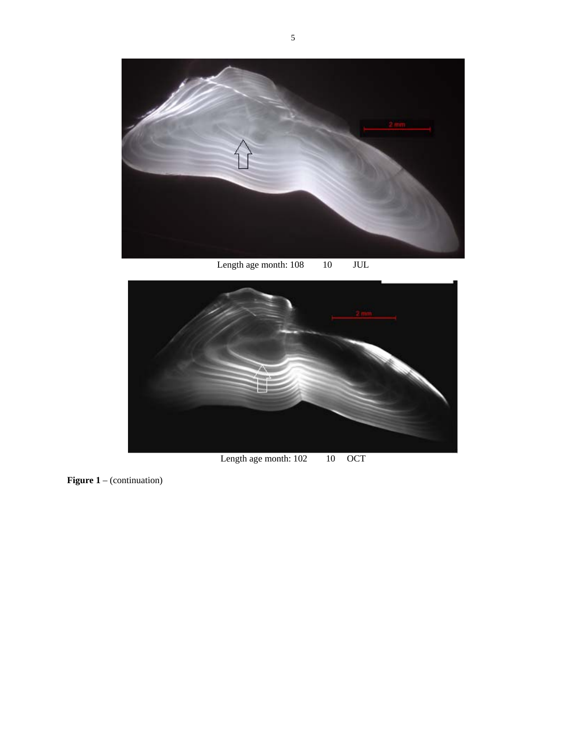Length age month: 108 10 JUL

Length age month: 102 10 OCT

**Figure 1** – (continuation)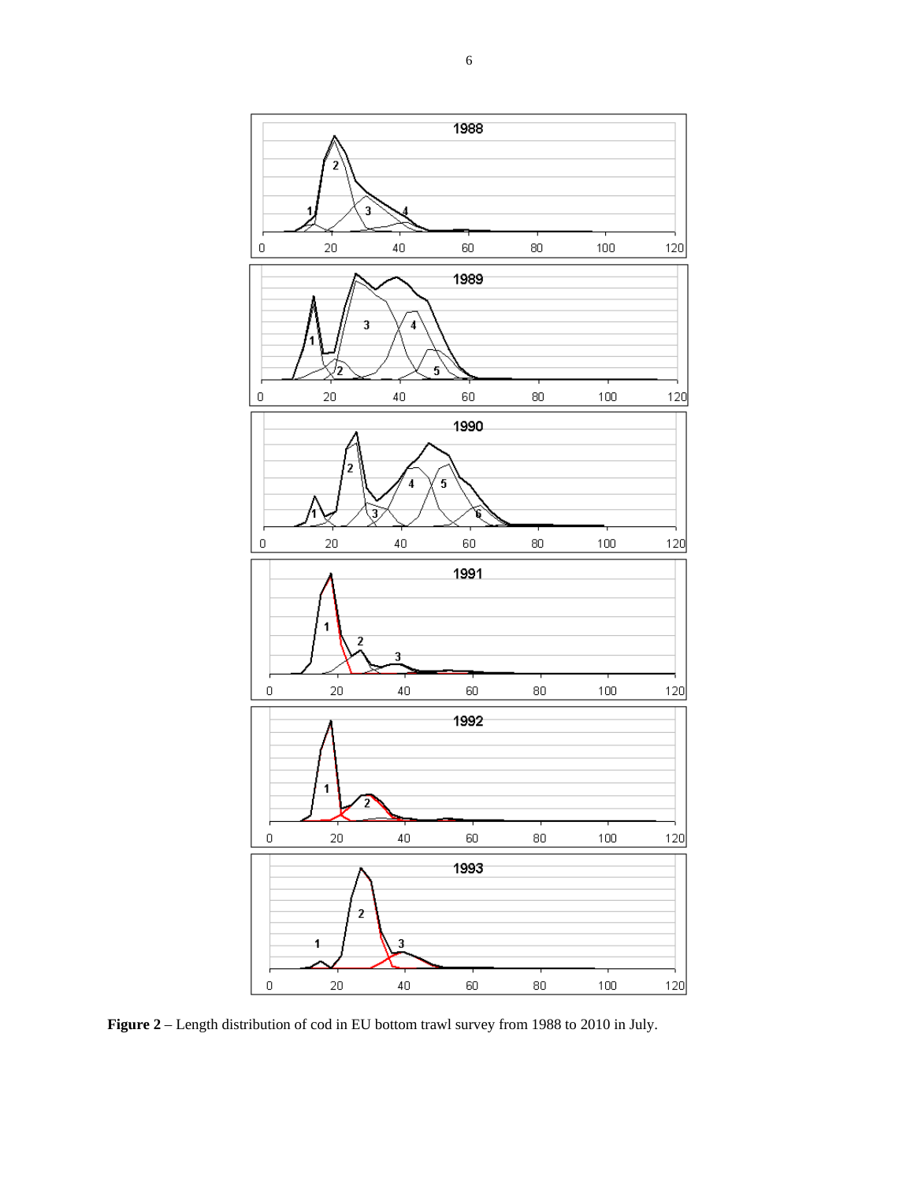**Figure 2** – Length distribution of cod in EU bottom trawl survey from 1988 to 2010 in July.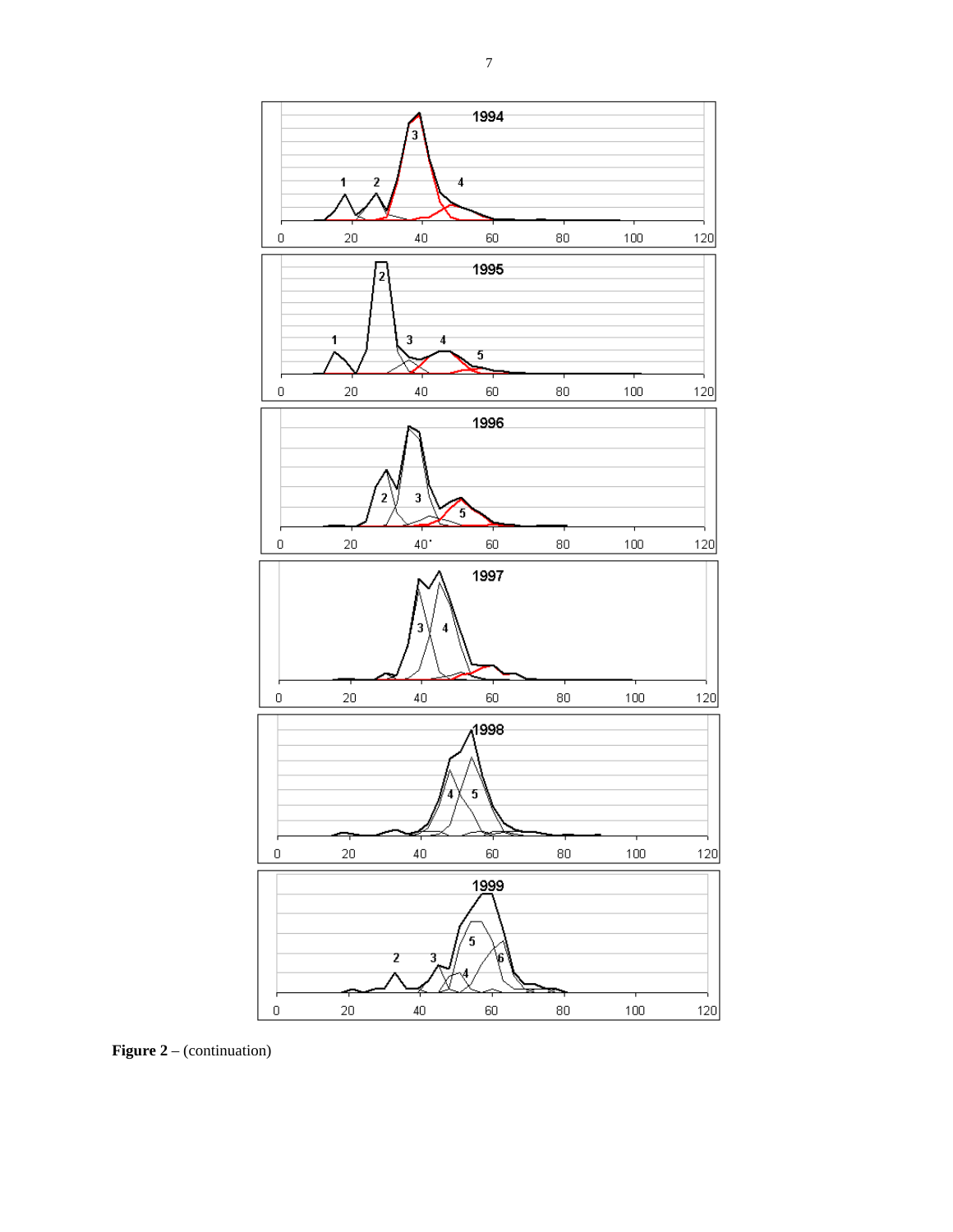**Figure 2** – (continuation)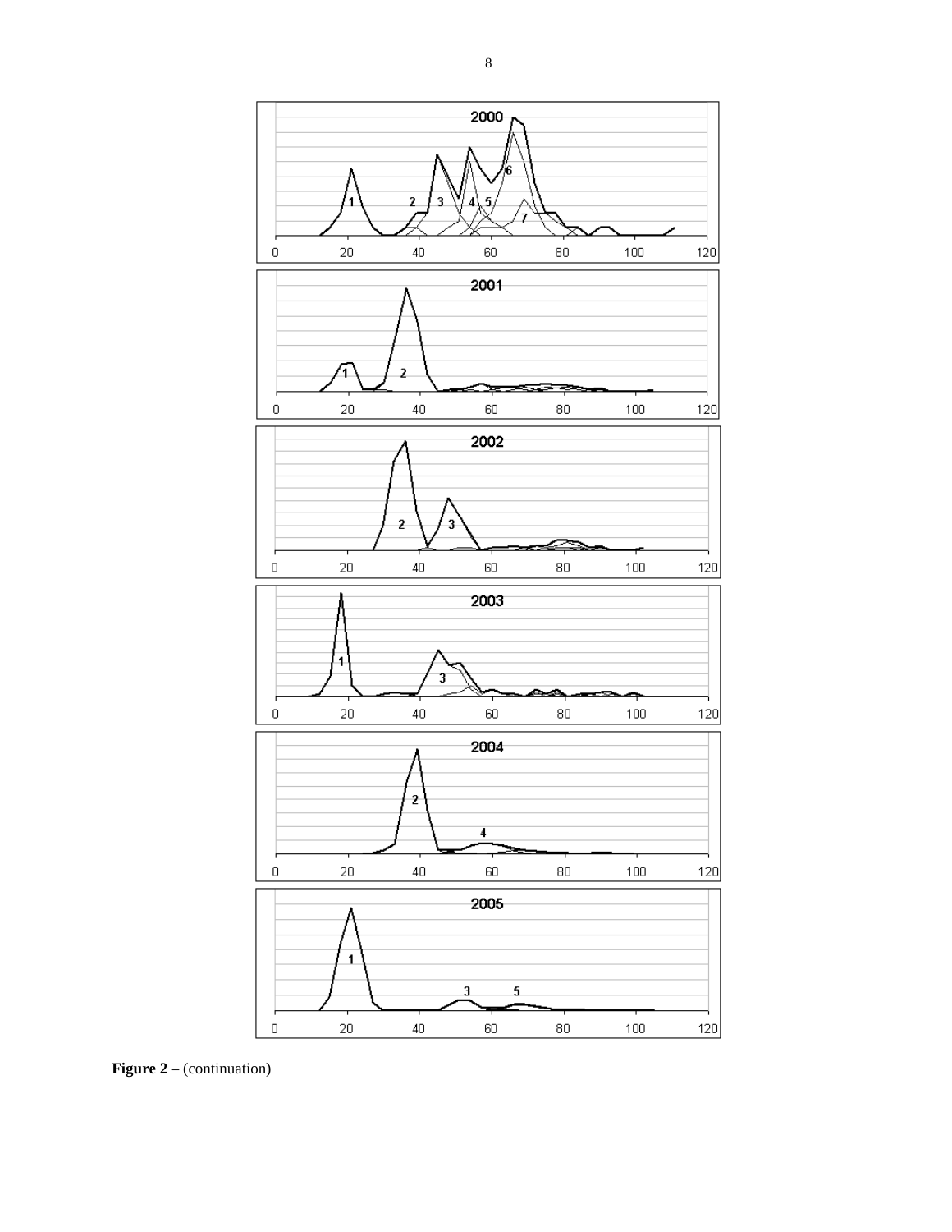**Figure 2** – (continuation)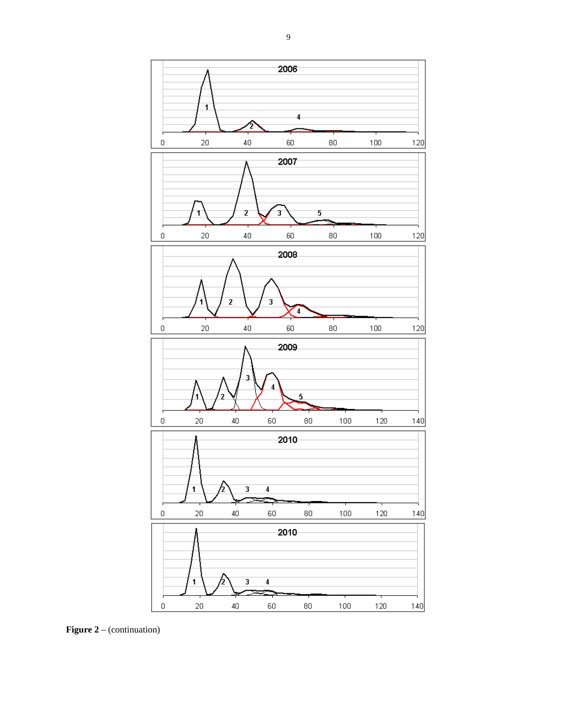**Figure 2** – (continuation)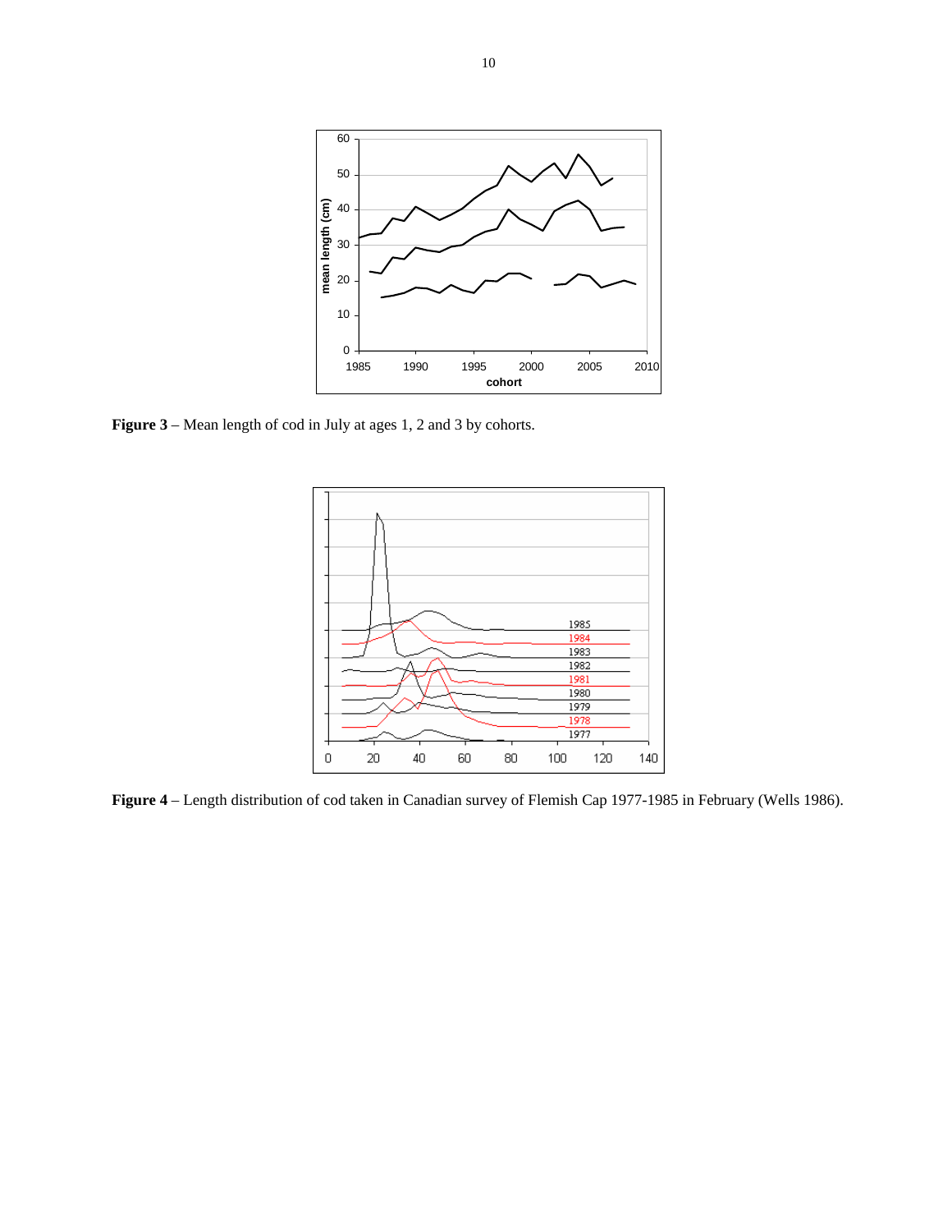**Figure 3** – Mean length of cod in July at ages 1, 2 and 3 by cohorts.

**Figure 4** – Length distribution of cod taken in Canadian survey of Flemish Cap 1977-1985 in February (Wells 1986).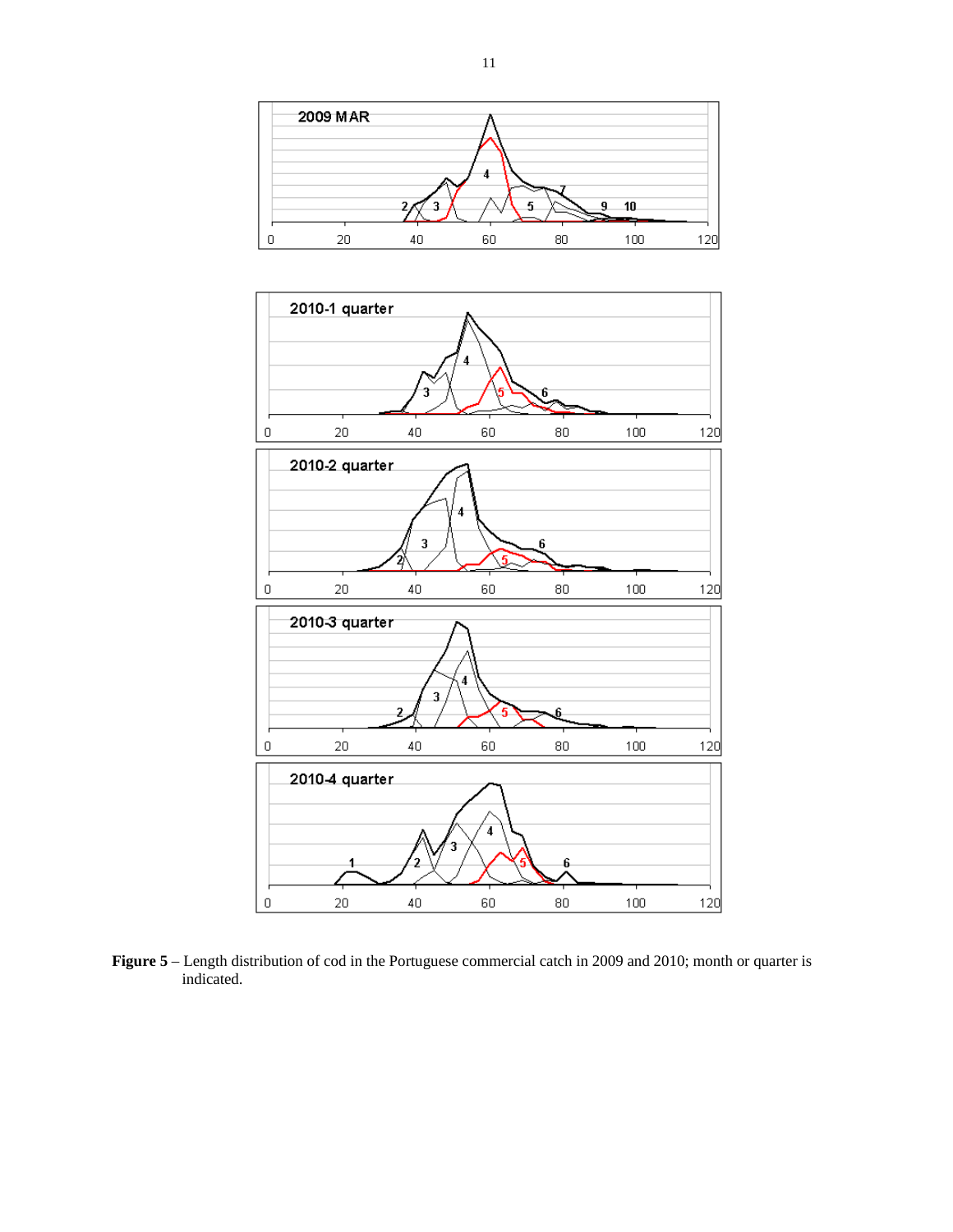2009 MAR

2 3 4 5 7 9 10

0 20 40 60 80 100 120

2010-1 quarter

3 4 5 6

0 20 40 60 80 100 120

2010-2 quarter

2 3 4 5 6

0 20 40 60 80 100 120

2010-3 quarter

2 3 4 5 6

0 20 40 60 80 100 120

2010-4 quarter

1 2 3 4 5 6

0 20 40 60 80 100 120

**Figure 5** – Length distribution of cod in the Portuguese commercial catch in 2009 and 2010; month or quarter is indicated.